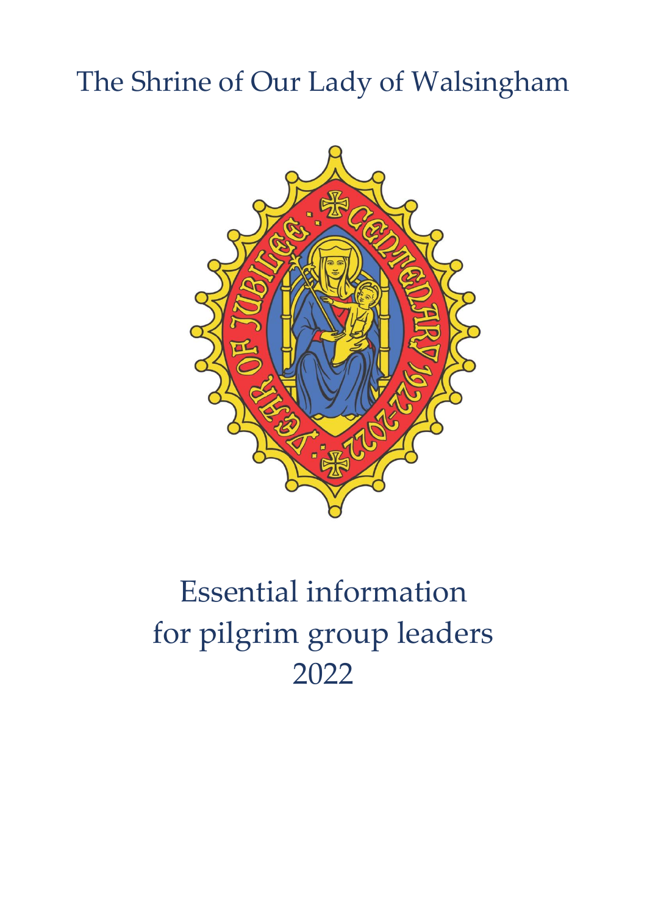# The Shrine of Our Lady of Walsingham

# Essential information for pilgrim group leaders 2022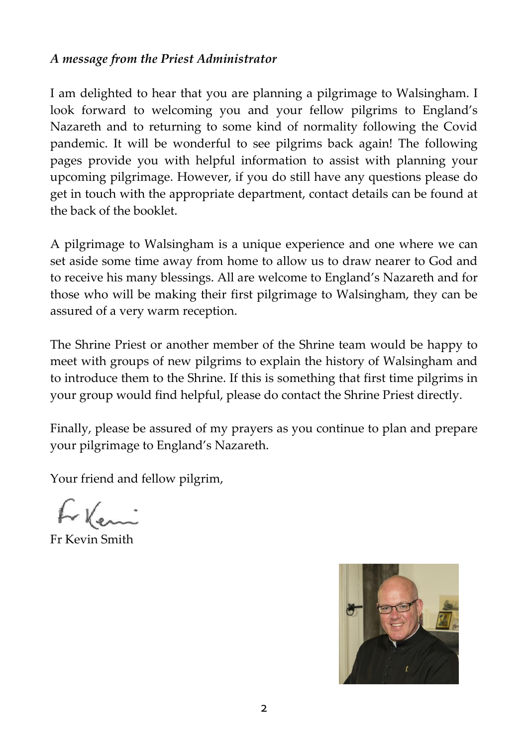*A message from the Priest Administrator*

I am delighted to hear that you are planning a pilgrimage to Walsingham. I look forward to welcoming you and your fellow pilgrims to England's Nazareth and to returning to some kind of normality following the Covid pandemic. It will be wonderful to see pilgrims back again! The following pages provide you with helpful information to assist with planning your upcoming pilgrimage. However, if you do still have any questions please do get in touch with the appropriate department, contact details can be found at the back of the booklet.

A pilgrimage to Walsingham is a unique experience and one where we can set aside some time away from home to allow us to draw nearer to God and to receive his many blessings. All are welcome to England's Nazareth and for those who will be making their first pilgrimage to Walsingham, they can be assured of a very warm reception.

The Shrine Priest or another member of the Shrine team would be happy to meet with groups of new pilgrims to explain the history of Walsingham and to introduce them to the Shrine. If this is something that first time pilgrims in your group would find helpful, please do contact the Shrine Priest directly.

Finally, please be assured of my prayers as you continue to plan and prepare your pilgrimage to England's Nazareth.

Your friend and fellow pilgrim,

Fr Kevin

Fr Kevin Smith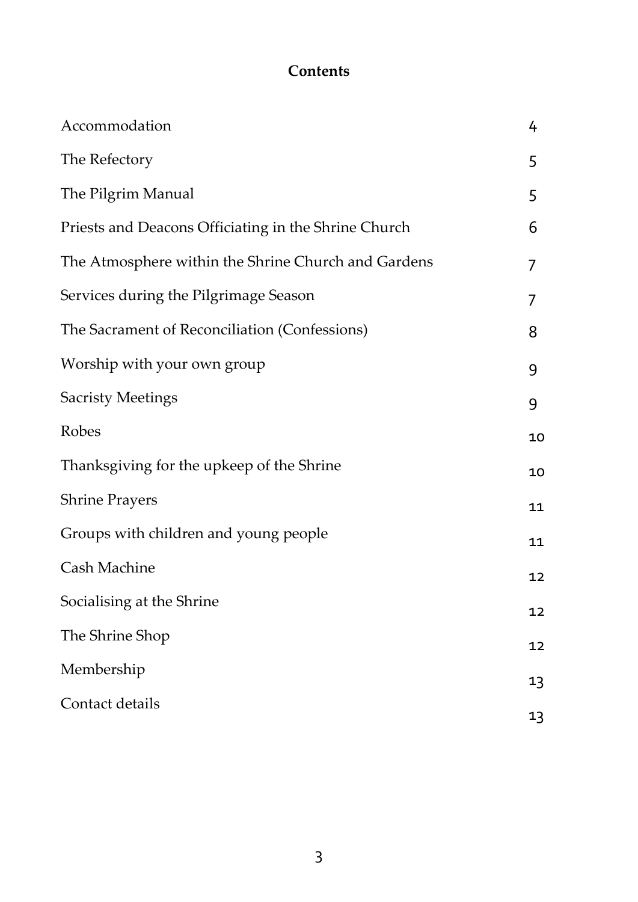# Contents

| | |
|---|---|
| Accommodation | 4 |
| The Refectory | 5 |
| The Pilgrim Manual | 5 |
| Priests and Deacons Officiating in the Shrine Church | 6 |
| The Atmosphere within the Shrine Church and Gardens | 7 |
| Services during the Pilgrimage Season | 7 |
| The Sacrament of Reconciliation (Confessions) | 8 |
| Worship with your own group | 9 |
| Sacristy Meetings | 9 |
| Robes | 10 |
| Thanksgiving for the upkeep of the Shrine | 10 |
| Shrine Prayers | 11 |
| Groups with children and young people | 11 |
| Cash Machine | 12 |
| Socialising at the Shrine | 12 |
| The Shrine Shop | 12 |
| Membership | 13 |
| Contact details | 13 |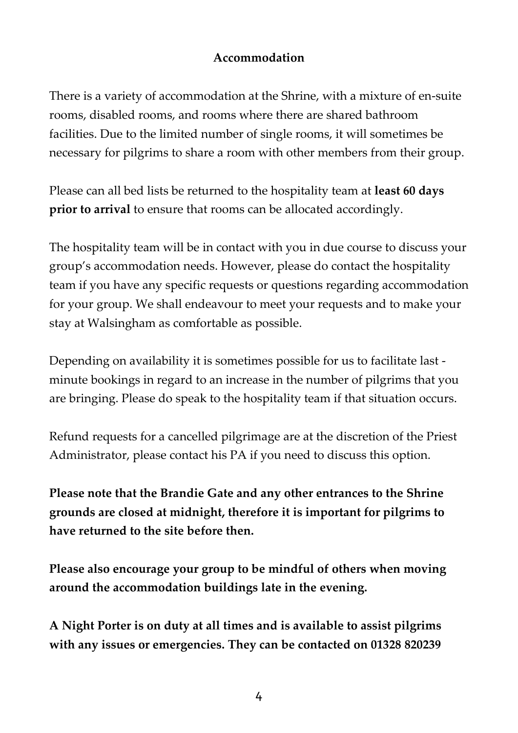## Accommodation

There is a variety of accommodation at the Shrine, with a mixture of en-suite rooms, disabled rooms, and rooms where there are shared bathroom facilities. Due to the limited number of single rooms, it will sometimes be necessary for pilgrims to share a room with other members from their group.

Please can all bed lists be returned to the hospitality team at **least 60 days prior to arrival** to ensure that rooms can be allocated accordingly.

The hospitality team will be in contact with you in due course to discuss your group's accommodation needs. However, please do contact the hospitality team if you have any specific requests or questions regarding accommodation for your group. We shall endeavour to meet your requests and to make your stay at Walsingham as comfortable as possible.

Depending on availability it is sometimes possible for us to facilitate last - minute bookings in regard to an increase in the number of pilgrims that you are bringing. Please do speak to the hospitality team if that situation occurs.

Refund requests for a cancelled pilgrimage are at the discretion of the Priest Administrator, please contact his PA if you need to discuss this option.

**Please note that the Brandie Gate and any other entrances to the Shrine grounds are closed at midnight, therefore it is important for pilgrims to have returned to the site before then.**

**Please also encourage your group to be mindful of others when moving around the accommodation buildings late in the evening.**

**A Night Porter is on duty at all times and is available to assist pilgrims with any issues or emergencies. They can be contacted on 01328 820239**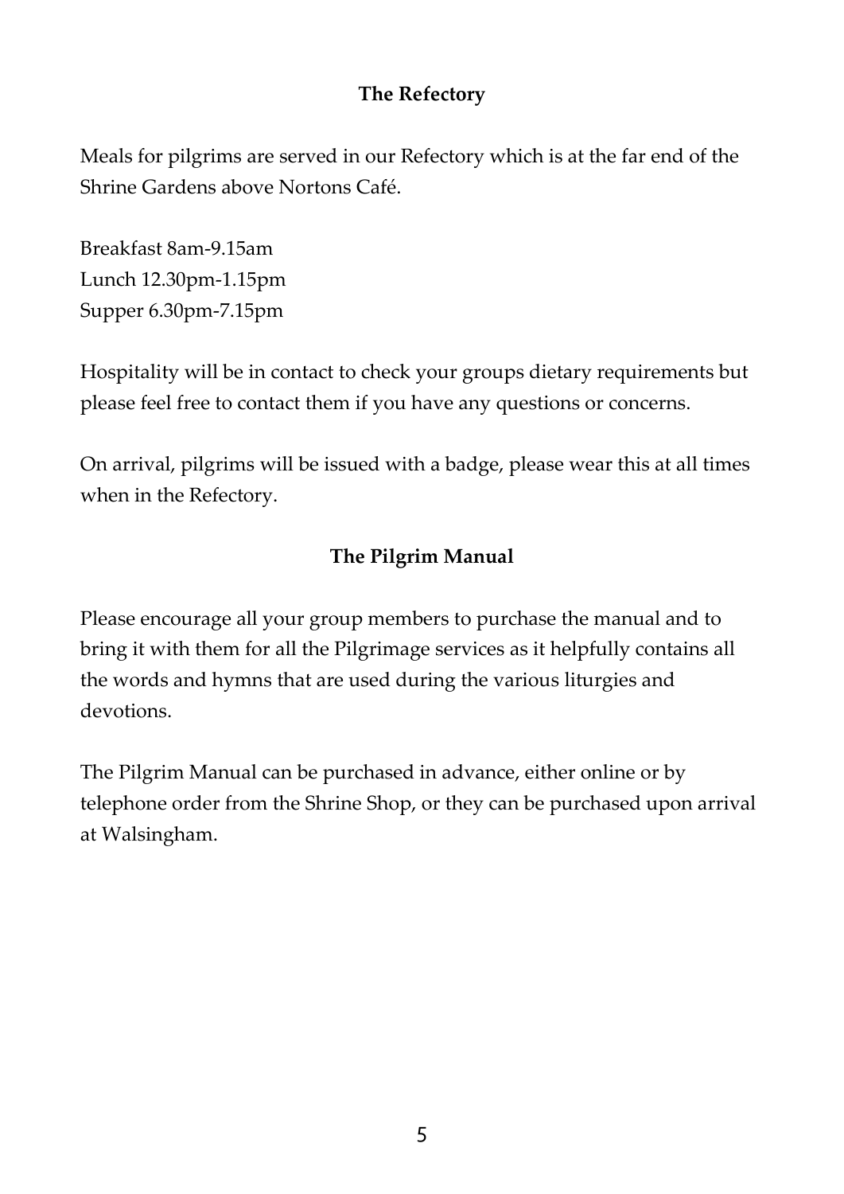## The Refectory

Meals for pilgrims are served in our Refectory which is at the far end of the Shrine Gardens above Nortons Café.

Breakfast 8am-9.15am
Lunch 12.30pm-1.15pm
Supper 6.30pm-7.15pm

Hospitality will be in contact to check your groups dietary requirements but please feel free to contact them if you have any questions or concerns.

On arrival, pilgrims will be issued with a badge, please wear this at all times when in the Refectory.

## The Pilgrim Manual

Please encourage all your group members to purchase the manual and to bring it with them for all the Pilgrimage services as it helpfully contains all the words and hymns that are used during the various liturgies and devotions.

The Pilgrim Manual can be purchased in advance, either online or by telephone order from the Shrine Shop, or they can be purchased upon arrival at Walsingham.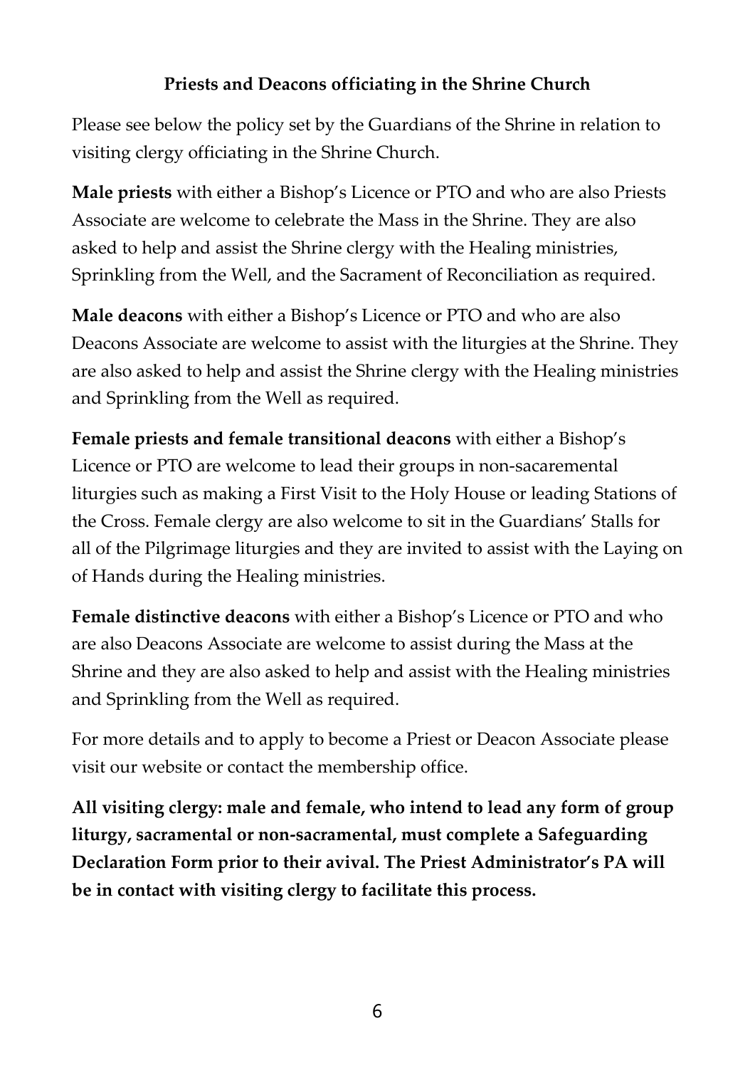**Priests and Deacons officiating in the Shrine Church**

Please see below the policy set by the Guardians of the Shrine in relation to visiting clergy officiating in the Shrine Church.

**Male priests** with either a Bishop's Licence or PTO and who are also Priests Associate are welcome to celebrate the Mass in the Shrine. They are also asked to help and assist the Shrine clergy with the Healing ministries, Sprinkling from the Well, and the Sacrament of Reconciliation as required.

**Male deacons** with either a Bishop's Licence or PTO and who are also Deacons Associate are welcome to assist with the liturgies at the Shrine. They are also asked to help and assist the Shrine clergy with the Healing ministries and Sprinkling from the Well as required.

**Female priests and female transitional deacons** with either a Bishop's Licence or PTO are welcome to lead their groups in non-sacaremental liturgies such as making a First Visit to the Holy House or leading Stations of the Cross. Female clergy are also welcome to sit in the Guardians' Stalls for all of the Pilgrimage liturgies and they are invited to assist with the Laying on of Hands during the Healing ministries.

**Female distinctive deacons** with either a Bishop's Licence or PTO and who are also Deacons Associate are welcome to assist during the Mass at the Shrine and they are also asked to help and assist with the Healing ministries and Sprinkling from the Well as required.

For more details and to apply to become a Priest or Deacon Associate please visit our website or contact the membership office.

**All visiting clergy: male and female, who intend to lead any form of group liturgy, sacramental or non-sacramental, must complete a Safeguarding Declaration Form prior to their avival. The Priest Administrator's PA will be in contact with visiting clergy to facilitate this process.**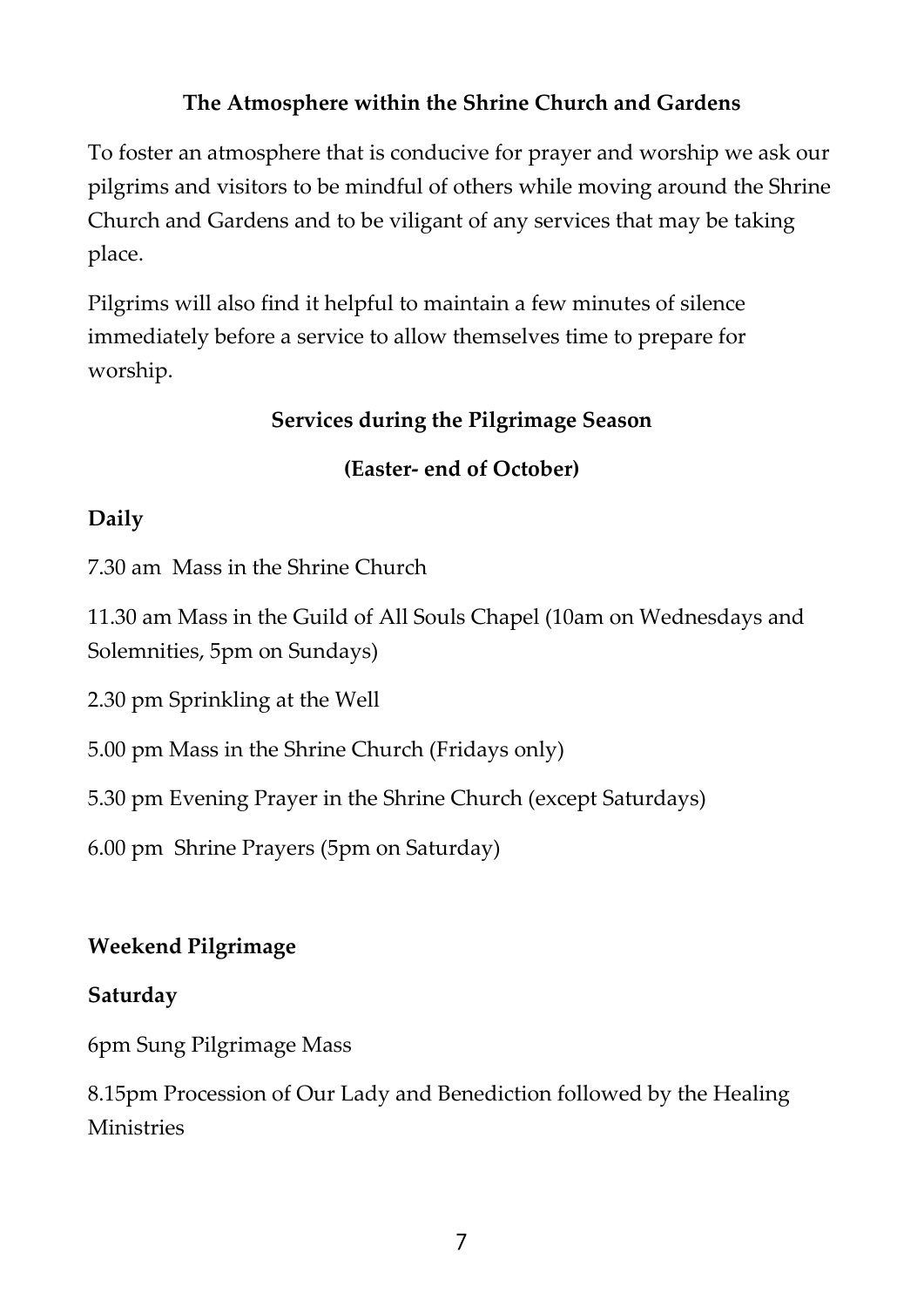## The Atmosphere within the Shrine Church and Gardens

To foster an atmosphere that is conducive for prayer and worship we ask our pilgrims and visitors to be mindful of others while moving around the Shrine Church and Gardens and to be viligant of any services that may be taking place.

Pilgrims will also find it helpful to maintain a few minutes of silence immediately before a service to allow themselves time to prepare for worship.

## Services during the Pilgrimage Season

## (Easter- end of October)

**Daily**

7.30 am Mass in the Shrine Church

11.30 am Mass in the Guild of All Souls Chapel (10am on Wednesdays and Solemnities, 5pm on Sundays)

2.30 pm Sprinkling at the Well

5.00 pm Mass in the Shrine Church (Fridays only)

5.30 pm Evening Prayer in the Shrine Church (except Saturdays)

6.00 pm Shrine Prayers (5pm on Saturday)

**Weekend Pilgrimage**

**Saturday**

6pm Sung Pilgrimage Mass

8.15pm Procession of Our Lady and Benediction followed by the Healing Ministries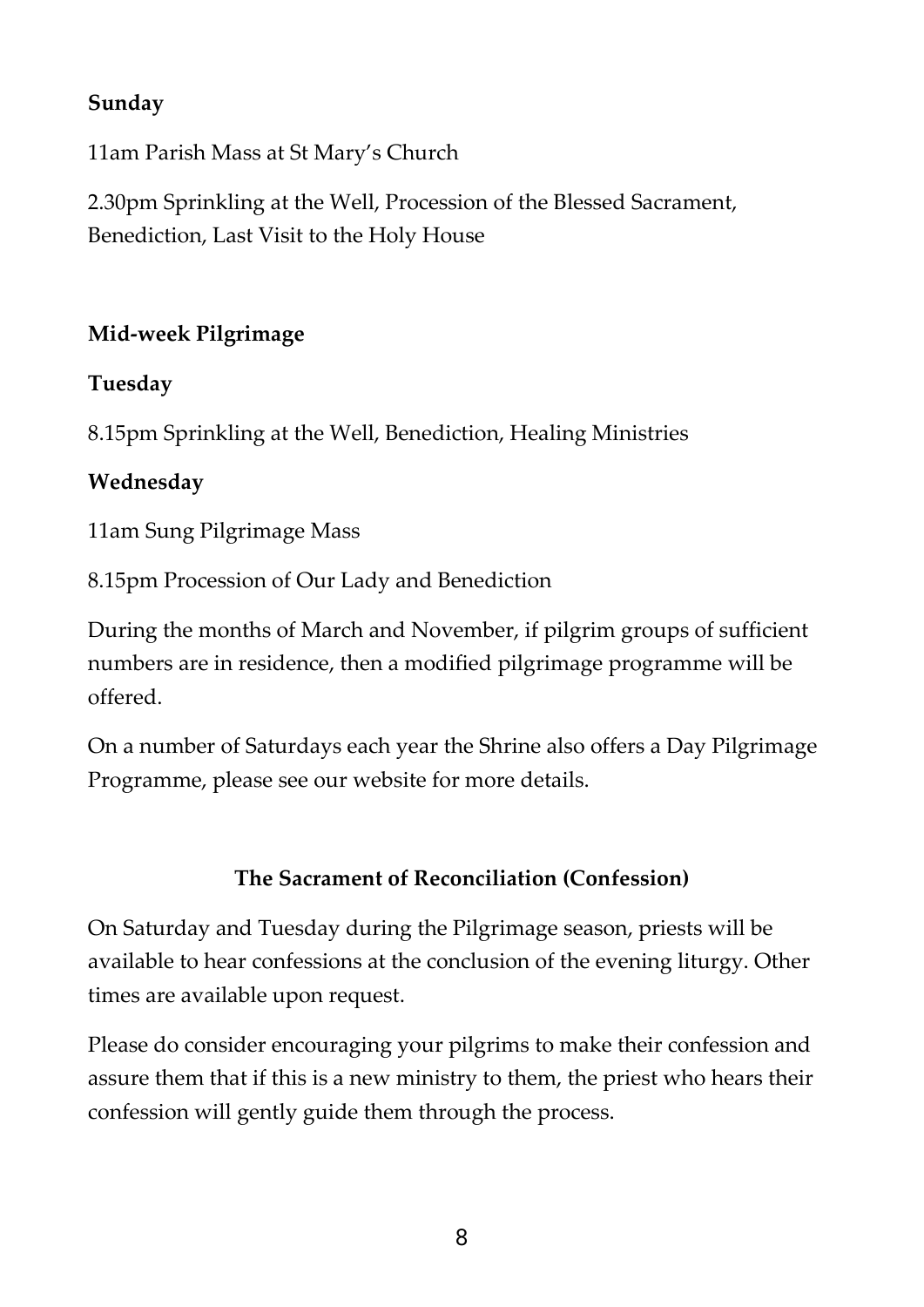**Sunday**

11am Parish Mass at St Mary's Church

2.30pm Sprinkling at the Well, Procession of the Blessed Sacrament, Benediction, Last Visit to the Holy House

**Mid-week Pilgrimage**

**Tuesday**

8.15pm Sprinkling at the Well, Benediction, Healing Ministries

**Wednesday**

11am Sung Pilgrimage Mass

8.15pm Procession of Our Lady and Benediction

During the months of March and November, if pilgrim groups of sufficient numbers are in residence, then a modified pilgrimage programme will be offered.

On a number of Saturdays each year the Shrine also offers a Day Pilgrimage Programme, please see our website for more details.

## The Sacrament of Reconciliation (Confession)

On Saturday and Tuesday during the Pilgrimage season, priests will be available to hear confessions at the conclusion of the evening liturgy. Other times are available upon request.

Please do consider encouraging your pilgrims to make their confession and assure them that if this is a new ministry to them, the priest who hears their confession will gently guide them through the process.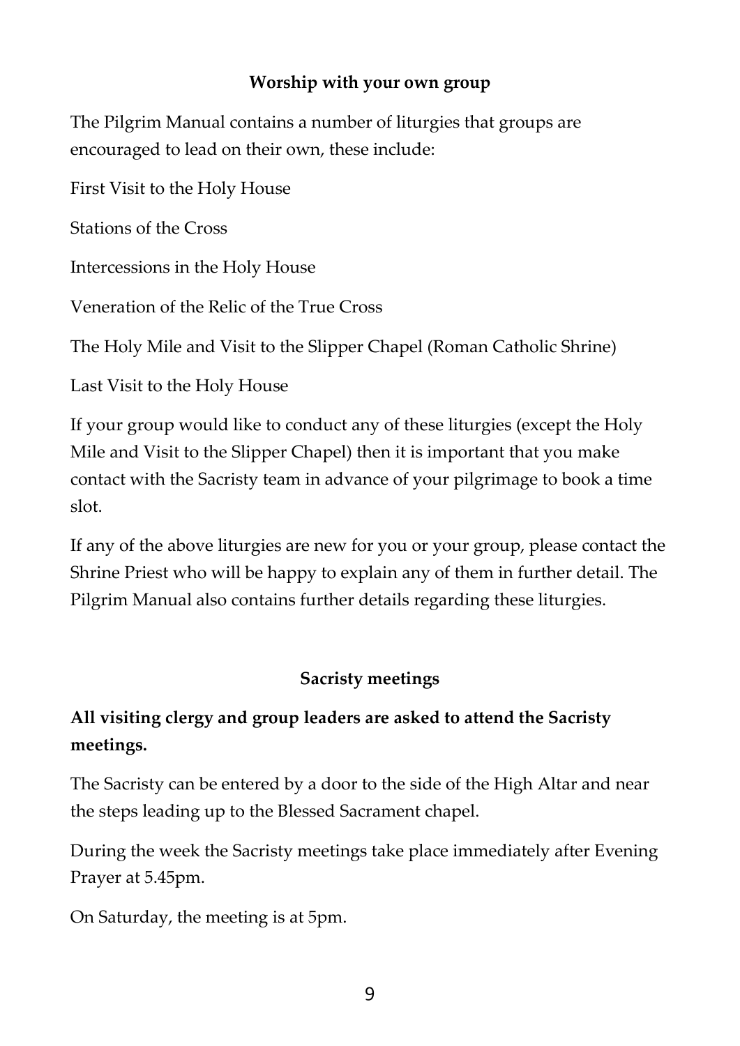## Worship with your own group

The Pilgrim Manual contains a number of liturgies that groups are encouraged to lead on their own, these include:

First Visit to the Holy House

Stations of the Cross

Intercessions in the Holy House

Veneration of the Relic of the True Cross

The Holy Mile and Visit to the Slipper Chapel (Roman Catholic Shrine)

Last Visit to the Holy House

If your group would like to conduct any of these liturgies (except the Holy Mile and Visit to the Slipper Chapel) then it is important that you make contact with the Sacristy team in advance of your pilgrimage to book a time slot.

If any of the above liturgies are new for you or your group, please contact the Shrine Priest who will be happy to explain any of them in further detail. The Pilgrim Manual also contains further details regarding these liturgies.

## Sacristy meetings

**All visiting clergy and group leaders are asked to attend the Sacristy meetings.**

The Sacristy can be entered by a door to the side of the High Altar and near the steps leading up to the Blessed Sacrament chapel.

During the week the Sacristy meetings take place immediately after Evening Prayer at 5.45pm.

On Saturday, the meeting is at 5pm.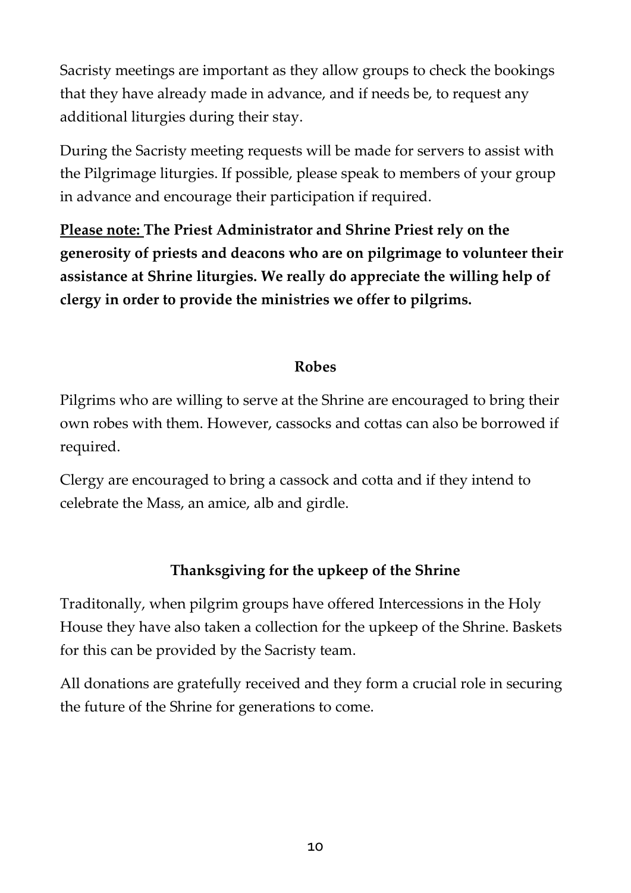Sacristy meetings are important as they allow groups to check the bookings that they have already made in advance, and if needs be, to request any additional liturgies during their stay.

During the Sacristy meeting requests will be made for servers to assist with the Pilgrimage liturgies. If possible, please speak to members of your group in advance and encourage their participation if required.

**<u>Please note:</u> The Priest Administrator and Shrine Priest rely on the generosity of priests and deacons who are on pilgrimage to volunteer their assistance at Shrine liturgies. We really do appreciate the willing help of clergy in order to provide the ministries we offer to pilgrims.**

## Robes

Pilgrims who are willing to serve at the Shrine are encouraged to bring their own robes with them. However, cassocks and cottas can also be borrowed if required.

Clergy are encouraged to bring a cassock and cotta and if they intend to celebrate the Mass, an amice, alb and girdle.

## Thanksgiving for the upkeep of the Shrine

Traditonally, when pilgrim groups have offered Intercessions in the Holy House they have also taken a collection for the upkeep of the Shrine. Baskets for this can be provided by the Sacristy team.

All donations are gratefully received and they form a crucial role in securing the future of the Shrine for generations to come.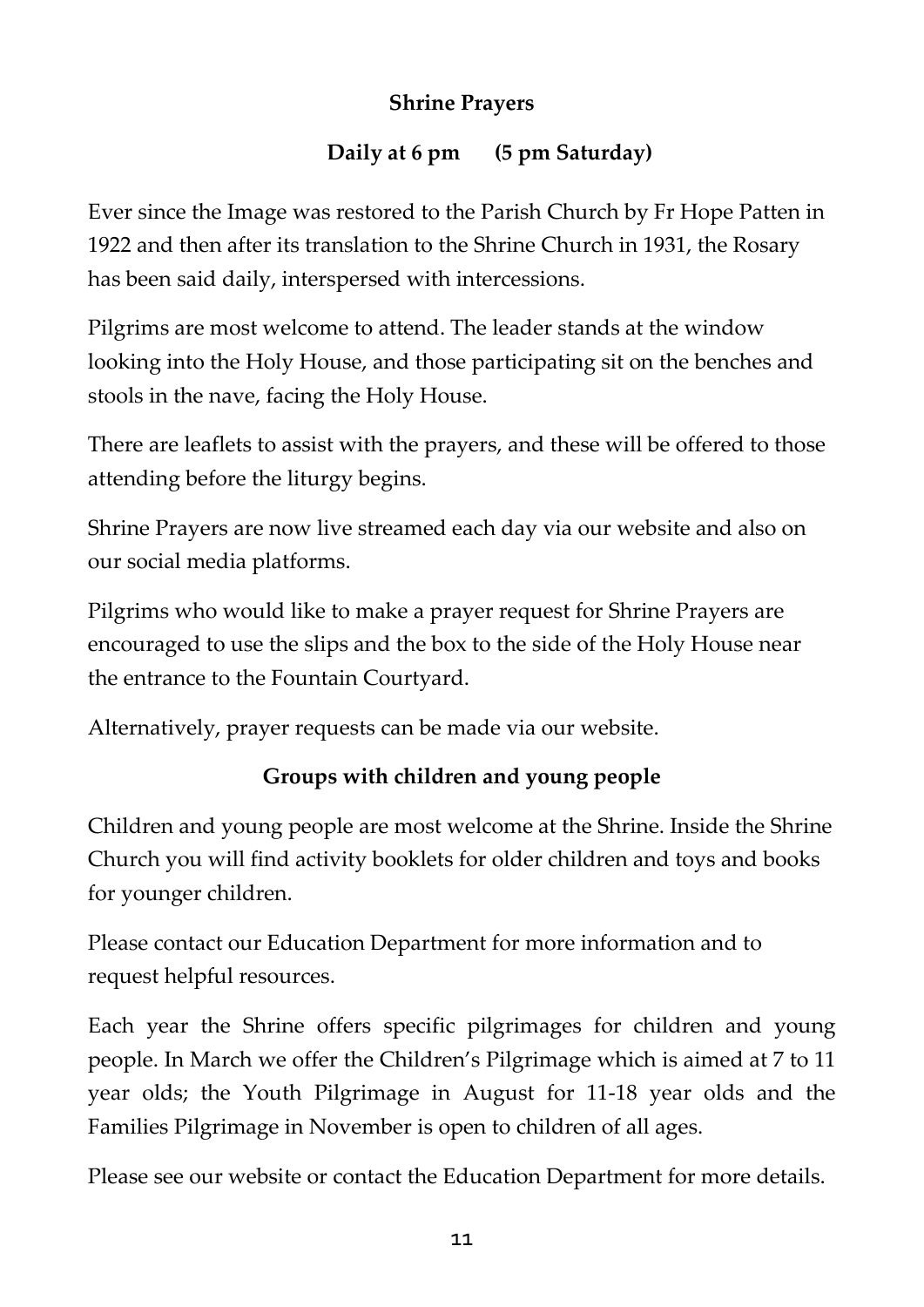## Shrine Prayers

**Daily at 6 pm (5 pm Saturday)**

Ever since the Image was restored to the Parish Church by Fr Hope Patten in 1922 and then after its translation to the Shrine Church in 1931, the Rosary has been said daily, interspersed with intercessions.

Pilgrims are most welcome to attend. The leader stands at the window looking into the Holy House, and those participating sit on the benches and stools in the nave, facing the Holy House.

There are leaflets to assist with the prayers, and these will be offered to those attending before the liturgy begins.

Shrine Prayers are now live streamed each day via our website and also on our social media platforms.

Pilgrims who would like to make a prayer request for Shrine Prayers are encouraged to use the slips and the box to the side of the Holy House near the entrance to the Fountain Courtyard.

Alternatively, prayer requests can be made via our website.

## Groups with children and young people

Children and young people are most welcome at the Shrine. Inside the Shrine Church you will find activity booklets for older children and toys and books for younger children.

Please contact our Education Department for more information and to request helpful resources.

Each year the Shrine offers specific pilgrimages for children and young people. In March we offer the Children's Pilgrimage which is aimed at 7 to 11 year olds; the Youth Pilgrimage in August for 11-18 year olds and the Families Pilgrimage in November is open to children of all ages.

Please see our website or contact the Education Department for more details.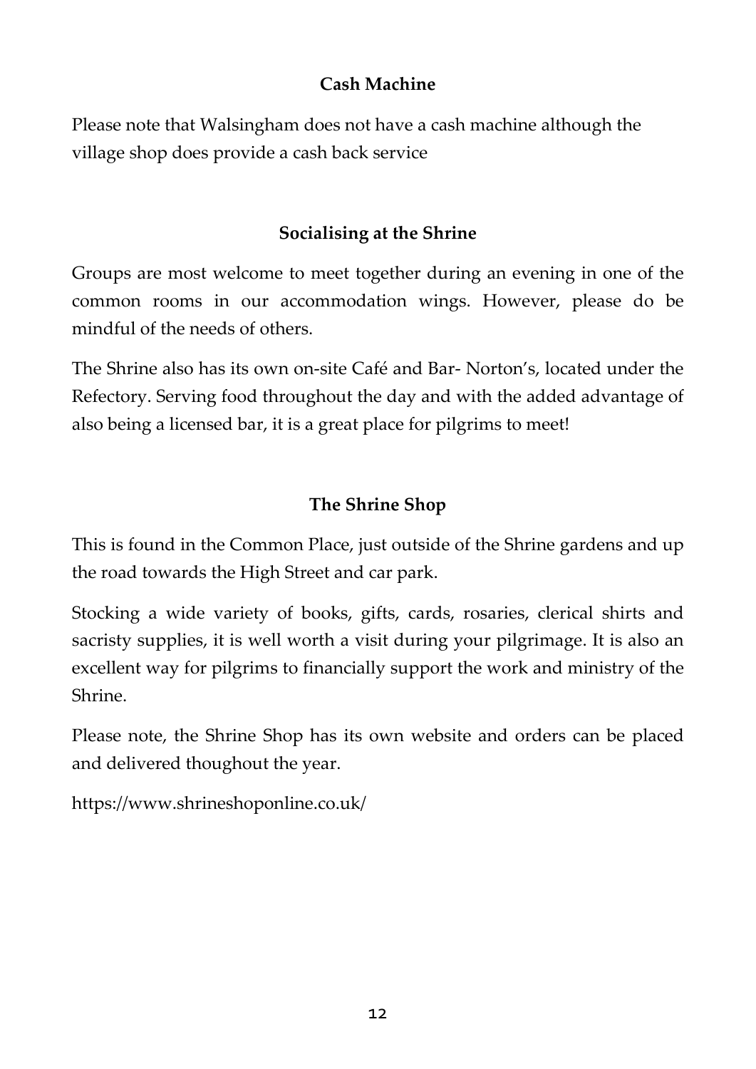### Cash Machine

Please note that Walsingham does not have a cash machine although the village shop does provide a cash back service

### Socialising at the Shrine

Groups are most welcome to meet together during an evening in one of the common rooms in our accommodation wings. However, please do be mindful of the needs of others.

The Shrine also has its own on-site Café and Bar- Norton's, located under the Refectory. Serving food throughout the day and with the added advantage of also being a licensed bar, it is a great place for pilgrims to meet!

### The Shrine Shop

This is found in the Common Place, just outside of the Shrine gardens and up the road towards the High Street and car park.

Stocking a wide variety of books, gifts, cards, rosaries, clerical shirts and sacristy supplies, it is well worth a visit during your pilgrimage. It is also an excellent way for pilgrims to financially support the work and ministry of the Shrine.

Please note, the Shrine Shop has its own website and orders can be placed and delivered thoughout the year.

https://www.shrineshoponline.co.uk/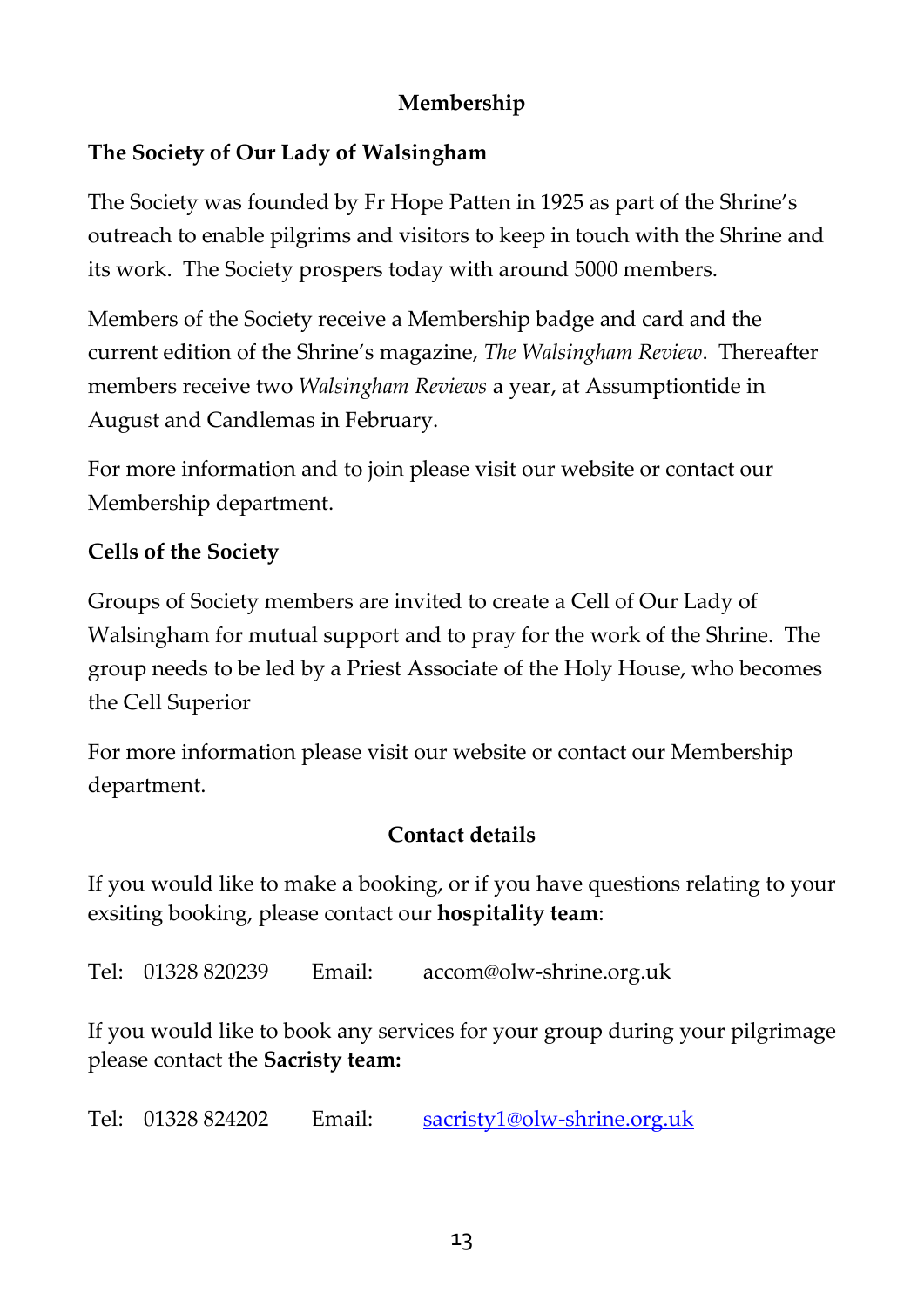## Membership

### The Society of Our Lady of Walsingham

The Society was founded by Fr Hope Patten in 1925 as part of the Shrine's outreach to enable pilgrims and visitors to keep in touch with the Shrine and its work. The Society prospers today with around 5000 members.

Members of the Society receive a Membership badge and card and the current edition of the Shrine's magazine, *The Walsingham Review*. Thereafter members receive two *Walsingham Reviews* a year, at Assumptiontide in August and Candlemas in February.

For more information and to join please visit our website or contact our Membership department.

### Cells of the Society

Groups of Society members are invited to create a Cell of Our Lady of Walsingham for mutual support and to pray for the work of the Shrine. The group needs to be led by a Priest Associate of the Holy House, who becomes the Cell Superior

For more information please visit our website or contact our Membership department.

## Contact details

If you would like to make a booking, or if you have questions relating to your exsiting booking, please contact our **hospitality team**:

Tel: 01328 820239 Email: accom@olw-shrine.org.uk

If you would like to book any services for your group during your pilgrimage please contact the **Sacristy team:**

Tel: 01328 824202 Email: sacristy1@olw-shrine.org.uk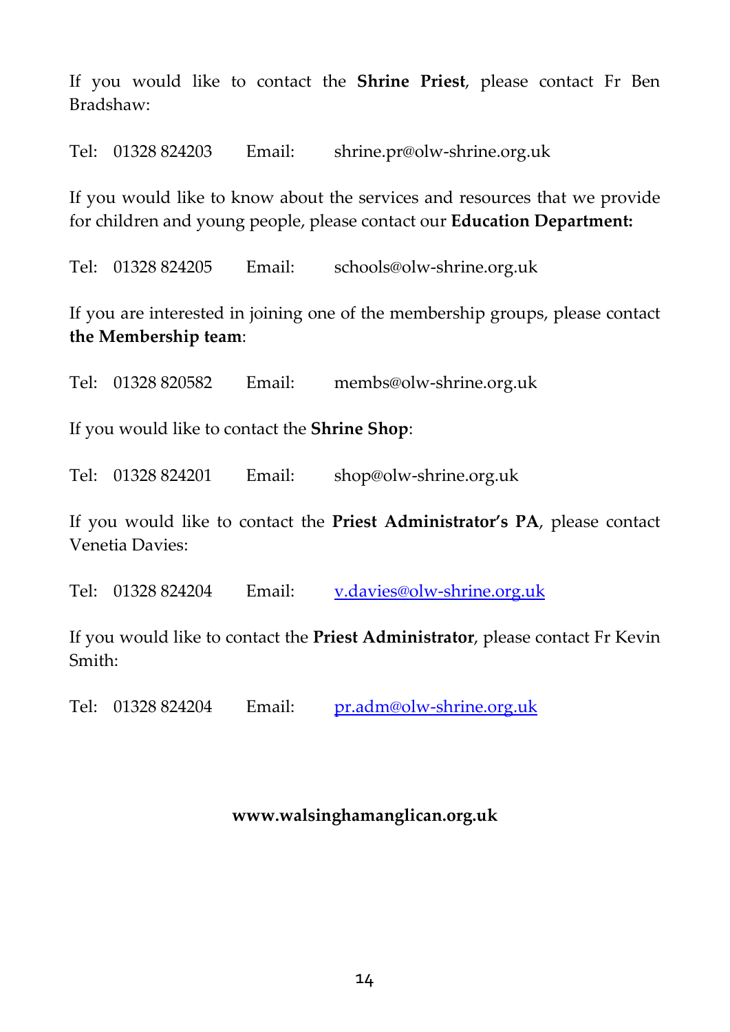If you would like to contact the **Shrine Priest**, please contact Fr Ben Bradshaw:

Tel: 01328 824203 Email: shrine.pr@olw-shrine.org.uk

If you would like to know about the services and resources that we provide for children and young people, please contact our **Education Department:**

Tel: 01328 824205 Email: schools@olw-shrine.org.uk

If you are interested in joining one of the membership groups, please contact **the Membership team**:

Tel: 01328 820582 Email: membs@olw-shrine.org.uk

If you would like to contact the **Shrine Shop**:

Tel: 01328 824201 Email: shop@olw-shrine.org.uk

If you would like to contact the **Priest Administrator's PA**, please contact Venetia Davies:

Tel: 01328 824204 Email: v.davies@olw-shrine.org.uk

If you would like to contact the **Priest Administrator**, please contact Fr Kevin Smith:

Tel: 01328 824204 Email: pr.adm@olw-shrine.org.uk

**www.walsinghamanglican.org.uk**